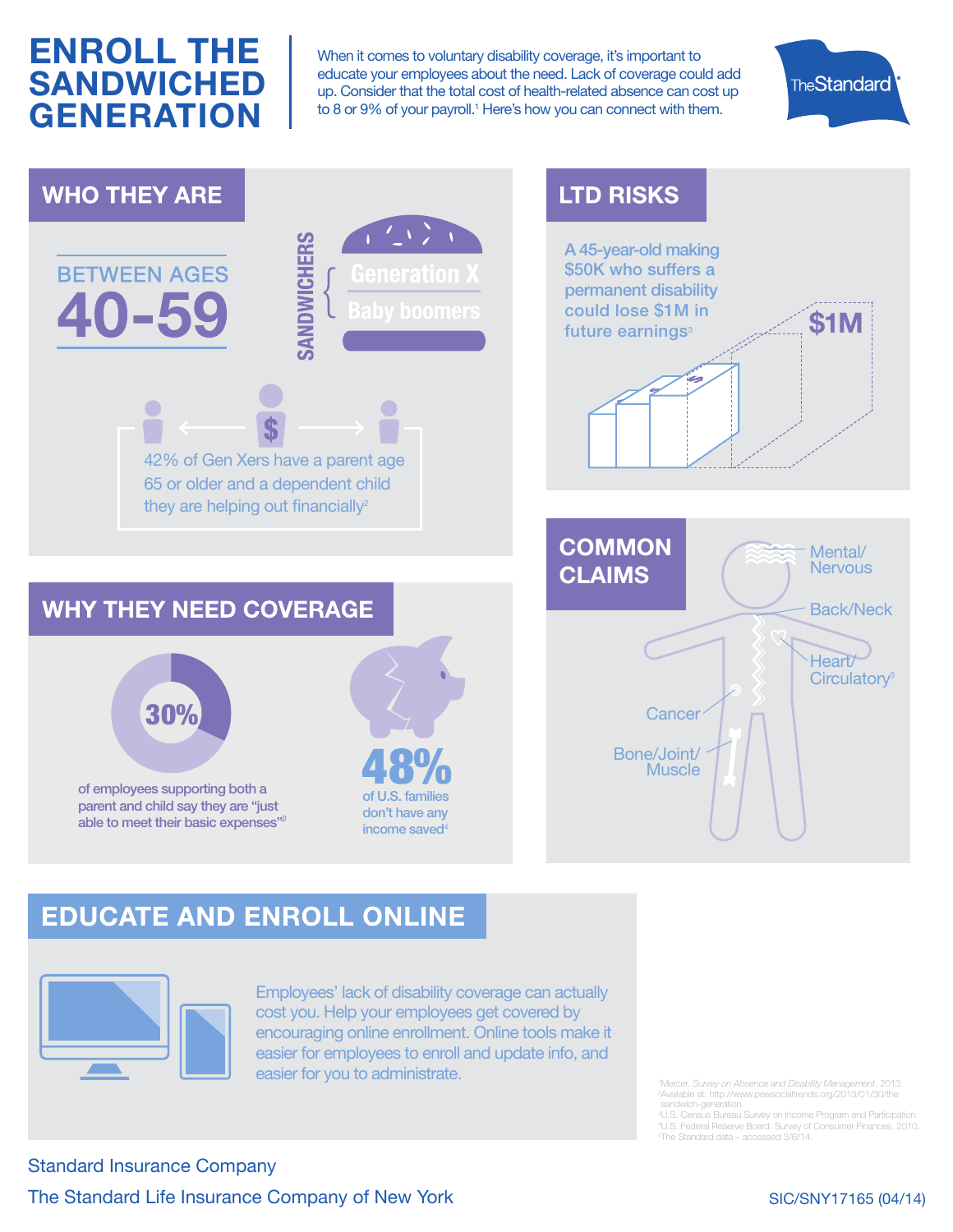# ENROLL THE SANDWICHED GENERATION

When it comes to voluntary disability coverage, it's important to educate your employees about the need. Lack of coverage could add up. Consider that the total cost of health-related absence can cost up to 8 or 9% of your payroll.[1] Here's how you can connect with them.

TheStandard

## WHO THEY ARE

BETWEEN AGES **40-59**

SANDWICHERS: Generation X, Baby boomers

42% of Gen Xers have a parent age 65 or older and a dependent child they are helping out financially[2]

## LTD RISKS

A 45-year-old making $50K who suffers a permanent disability could lose $1M in future earnings[3]

$1M

## WHY THEY NEED COVERAGE

**30%** of employees supporting both a parent and child say they are "just able to meet their basic expenses"[2]

**48%** of U.S. families don't have any income saved[4]

## COMMON CLAIMS

- Mental/Nervous
- Back/Neck
- Heart/Circulatory[5]
- Cancer
- Bone/Joint/Muscle

## EDUCATE AND ENROLL ONLINE

Employees' lack of disability coverage can actually cost you. Help your employees get covered by encouraging online enrollment. Online tools make it easier for employees to enroll and update info, and easier for you to administrate.

[1] Mercer. *Survey on Absence and Disability Management*. 2013.
[2] Available at: http://www.pewsocialtrends.org/2013/01/30/the-sandwich-generation.
[3] U.S. Census Bureau Survey on Income Program and Participation.
[4] U.S. Federal Reserve Board. Survey of Consumer Finances. 2010.
[5] The Standard data – accessed 3/6/14.

Standard Insurance Company

The Standard Life Insurance Company of New York

SIC/SNY17165 (04/14)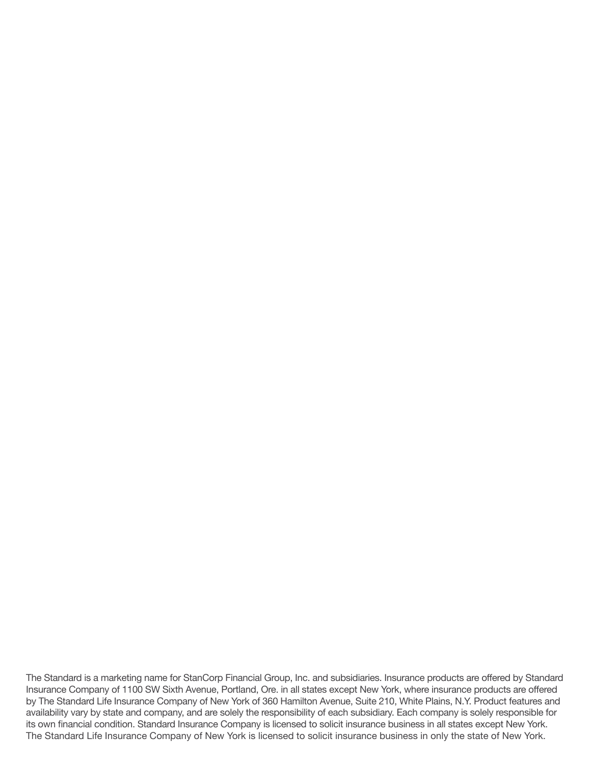The Standard is a marketing name for StanCorp Financial Group, Inc. and subsidiaries. Insurance products are offered by Standard Insurance Company of 1100 SW Sixth Avenue, Portland, Ore. in all states except New York, where insurance products are offered by The Standard Life Insurance Company of New York of 360 Hamilton Avenue, Suite 210, White Plains, N.Y. Product features and availability vary by state and company, and are solely the responsibility of each subsidiary. Each company is solely responsible for its own financial condition. Standard Insurance Company is licensed to solicit insurance business in all states except New York. The Standard Life Insurance Company of New York is licensed to solicit insurance business in only the state of New York.